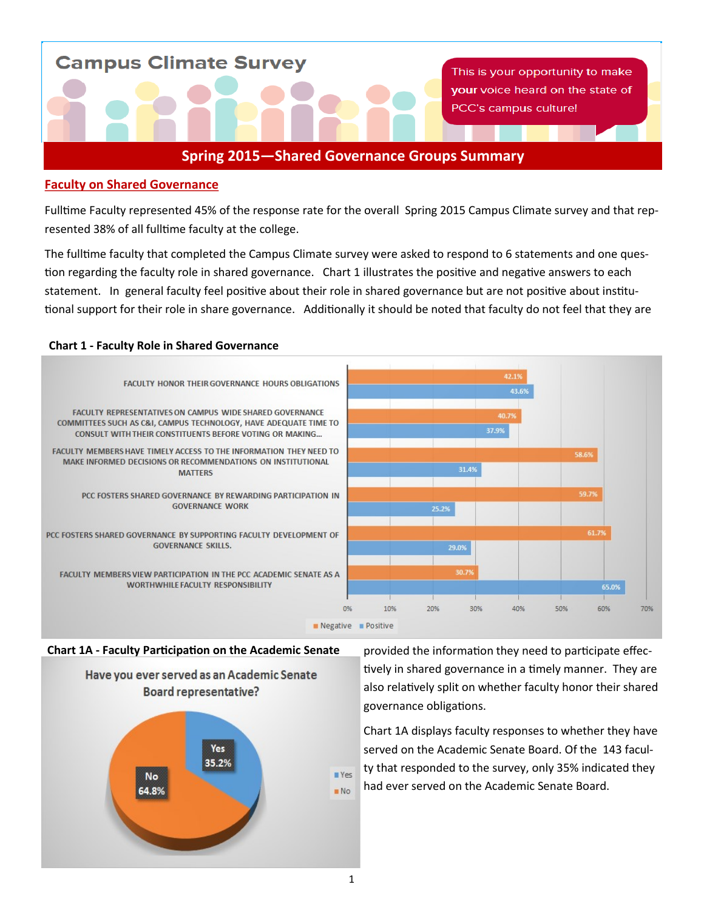# Campus Climate Survey

This is your opportunity to make your voice heard on the state of PCC's campus culture!

## Spring 2015—Shared Governance Groups Summary

### Faculty on Shared Governance

Fulltime Faculty represented 45% of the response rate for the overall Spring 2015 Campus Climate survey and that represented 38% of all fulltime faculty at the college.

The fulltime faculty that completed the Campus Climate survey were asked to respond to 6 statements and one question regarding the faculty role in shared governance. Chart 1 illustrates the positive and negative answers to each statement. In general faculty feel positive about their role in shared governance but are not positive about institutional support for their role in share governance. Additionally it should be noted that faculty do not feel that they are provided the information they need to participate effectively in shared governance in a timely manner. They are also relatively split on whether faculty honor their shared governance obligations.

**Chart 1 - Faculty Role in Shared Governance**

| Statement | Negative | Positive |
|---|---|---|
| FACULTY HONOR THEIR GOVERNANCE HOURS OBLIGATIONS | 42.1% | 43.6% |
| FACULTY REPRESENTATIVES ON CAMPUS WIDE SHARED GOVERNANCE COMMITTEES SUCH AS C&I, CAMPUS TECHNOLOGY, HAVE ADEQUATE TIME TO CONSULT WITH THEIR CONSTITUENTS BEFORE VOTING OR MAKING... | 40.7% | 37.9% |
| FACULTY MEMBERS HAVE TIMELY ACCESS TO THE INFORMATION THEY NEED TO MAKE INFORMED DECISIONS OR RECOMMENDATIONS ON INSTITUTIONAL MATTERS | 58.6% | 31.4% |
| PCC FOSTERS SHARED GOVERNANCE BY REWARDING PARTICIPATION IN GOVERNANCE WORK | 59.7% | 25.2% |
| PCC FOSTERS SHARED GOVERNANCE BY SUPPORTING FACULTY DEVELOPMENT OF GOVERNANCE SKILLS. | 61.7% | 29.0% |
| FACULTY MEMBERS VIEW PARTICIPATION IN THE PCC ACADEMIC SENATE AS A WORTHWHILE FACULTY RESPONSIBILITY | 30.7% | 65.0% |

**Chart 1A - Faculty Participation on the Academic Senate**

Have you ever served as an Academic Senate Board representative?

| Response | Percent |
|---|---|
| Yes | 35.2% |
| No | 64.8% |

Chart 1A displays faculty responses to whether they have served on the Academic Senate Board. Of the 143 faculty that responded to the survey, only 35% indicated they had ever served on the Academic Senate Board.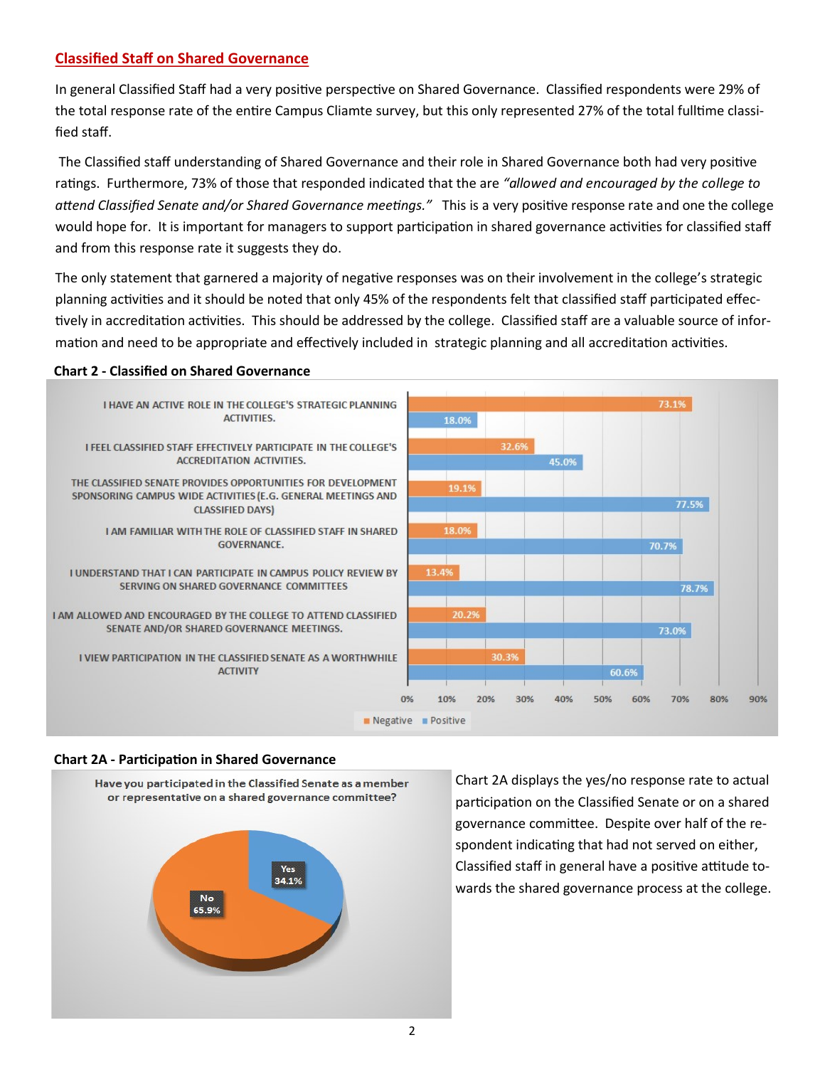## Classified Staff on Shared Governance

In general Classified Staff had a very positive perspective on Shared Governance. Classified respondents were 29% of the total response rate of the entire Campus Cliamte survey, but this only represented 27% of the total fulltime classified staff.

The Classified staff understanding of Shared Governance and their role in Shared Governance both had very positive ratings. Furthermore, 73% of those that responded indicated that the are *"allowed and encouraged by the college to attend Classified Senate and/or Shared Governance meetings."* This is a very positive response rate and one the college would hope for. It is important for managers to support participation in shared governance activities for classified staff and from this response rate it suggests they do.

The only statement that garnered a majority of negative responses was on their involvement in the college's strategic planning activities and it should be noted that only 45% of the respondents felt that classified staff participated effectively in accreditation activities. This should be addressed by the college. Classified staff are a valuable source of information and need to be appropriate and effectively included in strategic planning and all accreditation activities.

**Chart 2 - Classified on Shared Governance**

| Statement | Negative | Positive |
| --- | --- | --- |
| I HAVE AN ACTIVE ROLE IN THE COLLEGE'S STRATEGIC PLANNING ACTIVITIES. | 73.1% | 18.0% |
| I FEEL CLASSIFIED STAFF EFFECTIVELY PARTICIPATE IN THE COLLEGE'S ACCREDITATION ACTIVITIES. | 32.6% | 45.0% |
| THE CLASSIFIED SENATE PROVIDES OPPORTUNITIES FOR DEVELOPMENT SPONSORING CAMPUS WIDE ACTIVITIES (E.G. GENERAL MEETINGS AND CLASSIFIED DAYS) | 19.1% | 77.5% |
| I AM FAMILIAR WITH THE ROLE OF CLASSIFIED STAFF IN SHARED GOVERNANCE. | 18.0% | 70.7% |
| I UNDERSTAND THAT I CAN PARTICIPATE IN CAMPUS POLICY REVIEW BY SERVING ON SHARED GOVERNANCE COMMITTEES | 13.4% | 78.7% |
| I AM ALLOWED AND ENCOURAGED BY THE COLLEGE TO ATTEND CLASSIFIED SENATE AND/OR SHARED GOVERNANCE MEETINGS. | 20.2% | 73.0% |
| I VIEW PARTICIPATION IN THE CLASSIFIED SENATE AS A WORTHWHILE ACTIVITY | 30.3% | 60.6% |

**Chart 2A - Participation in Shared Governance**

Have you participated in the Classified Senate as a member or representative on a shared governance committee?

| Response | Percent |
| --- | --- |
| Yes | 34.1% |
| No | 65.9% |

Chart 2A displays the yes/no response rate to actual participation on the Classified Senate or on a shared governance committee. Despite over half of the respondent indicating that had not served on either, Classified staff in general have a positive attitude towards the shared governance process at the college.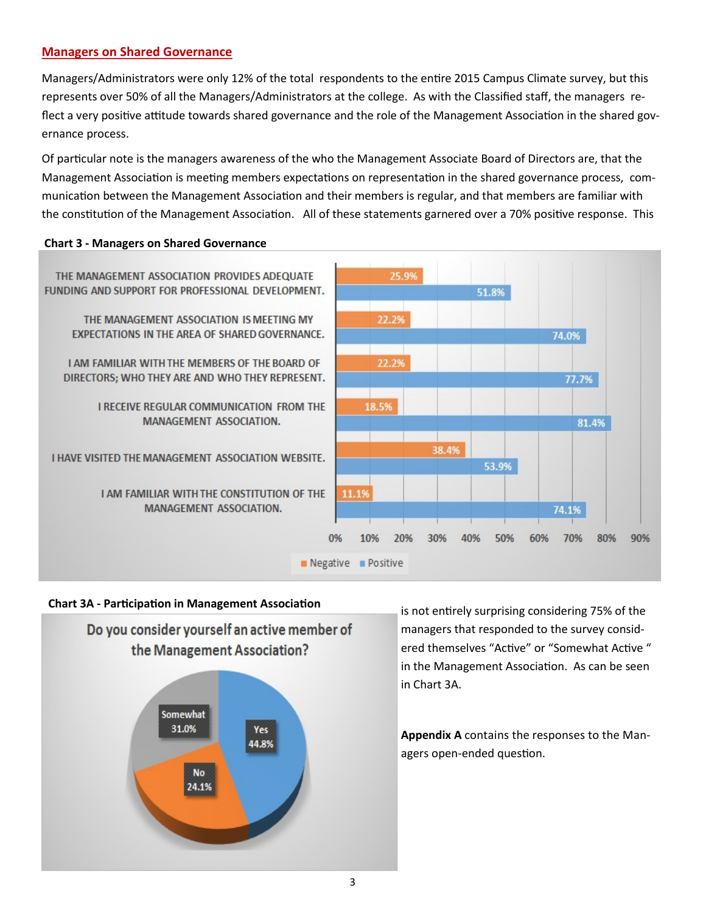## Managers on Shared Governance

Managers/Administrators were only 12% of the total respondents to the entire 2015 Campus Climate survey, but this represents over 50% of all the Managers/Administrators at the college. As with the Classified staff, the managers reflect a very positive attitude towards shared governance and the role of the Management Association in the shared governance process.

Of particular note is the managers awareness of the who the Management Associate Board of Directors are, that the Management Association is meeting members expectations on representation in the shared governance process, communication between the Management Association and their members is regular, and that members are familiar with the constitution of the Management Association. All of these statements garnered over a 70% positive response. This is not entirely surprising considering 75% of the managers that responded to the survey considered themselves "Active" or "Somewhat Active " in the Management Association. As can be seen in Chart 3A.

**Chart 3 - Managers on Shared Governance**

| Statement | Negative | Positive |
|---|---|---|
| THE MANAGEMENT ASSOCIATION PROVIDES ADEQUATE FUNDING AND SUPPORT FOR PROFESSIONAL DEVELOPMENT. | 25.9% | 51.8% |
| THE MANAGEMENT ASSOCIATION IS MEETING MY EXPECTATIONS IN THE AREA OF SHARED GOVERNANCE. | 22.2% | 74.0% |
| I AM FAMILIAR WITH THE MEMBERS OF THE BOARD OF DIRECTORS; WHO THEY ARE AND WHO THEY REPRESENT. | 22.2% | 77.7% |
| I RECEIVE REGULAR COMMUNICATION FROM THE MANAGEMENT ASSOCIATION. | 18.5% | 81.4% |
| I HAVE VISITED THE MANAGEMENT ASSOCIATION WEBSITE. | 38.4% | 53.9% |
| I AM FAMILIAR WITH THE CONSTITUTION OF THE MANAGEMENT ASSOCIATION. | 11.1% | 74.1% |

**Chart 3A - Participation in Management Association**

Do you consider yourself an active member of the Management Association?

| Response | Percent |
|---|---|
| Yes | 44.8% |
| Somewhat | 31.0% |
| No | 24.1% |

**Appendix A** contains the responses to the Managers open-ended question.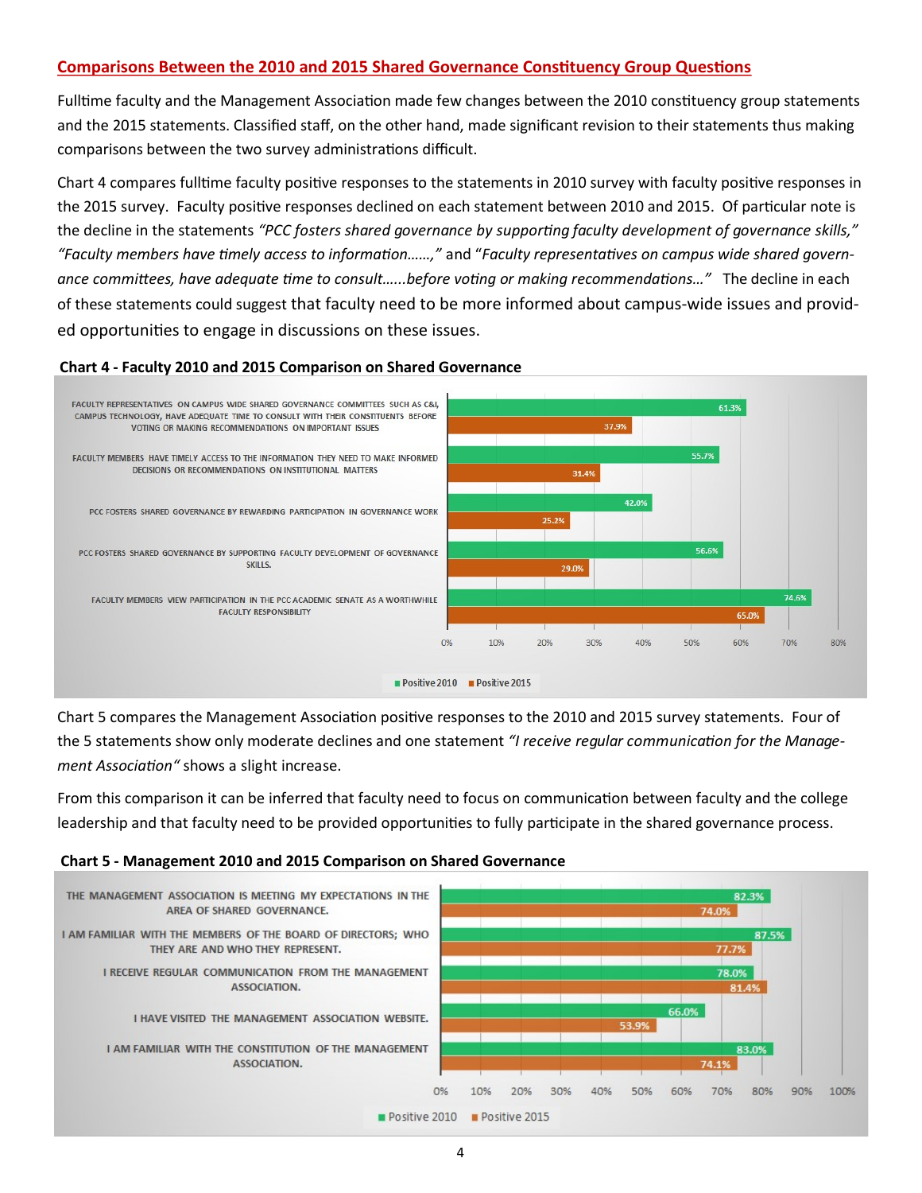## Comparisons Between the 2010 and 2015 Shared Governance Constituency Group Questions

Fulltime faculty and the Management Association made few changes between the 2010 constituency group statements and the 2015 statements. Classified staff, on the other hand, made significant revision to their statements thus making comparisons between the two survey administrations difficult.

Chart 4 compares fulltime faculty positive responses to the statements in 2010 survey with faculty positive responses in the 2015 survey. Faculty positive responses declined on each statement between 2010 and 2015. Of particular note is the decline in the statements *"PCC fosters shared governance by supporting faculty development of governance skills," "Faculty members have timely access to information……,"* and "*Faculty representatives on campus wide shared governance committees, have adequate time to consult……before voting or making recommendations…"* The decline in each of these statements could suggest that faculty need to be more informed about campus-wide issues and provided opportunities to engage in discussions on these issues.

**Chart 4 - Faculty 2010 and 2015 Comparison on Shared Governance**

| Statement | Positive 2010 | Positive 2015 |
|---|---|---|
| Faculty representatives on campus wide shared governance committees such as C&I, Campus Technology, have adequate time to consult with their constituents before voting or making recommendations on important issues | 61.3% | 37.9% |
| Faculty members have timely access to the information they need to make informed decisions or recommendations on institutional matters | 55.7% | 31.4% |
| PCC fosters shared governance by rewarding participation in governance work | 42.0% | 25.2% |
| PCC fosters shared governance by supporting faculty development of governance skills. | 56.6% | 29.0% |
| Faculty members view participation in the PCC Academic Senate as a worthwhile faculty responsibility | 74.6% | 65.0% |

Chart 5 compares the Management Association positive responses to the 2010 and 2015 survey statements. Four of the 5 statements show only moderate declines and one statement *"I receive regular communication for the Management Association"* shows a slight increase.

From this comparison it can be inferred that faculty need to focus on communication between faculty and the college leadership and that faculty need to be provided opportunities to fully participate in the shared governance process.

**Chart 5 - Management 2010 and 2015 Comparison on Shared Governance**

| Statement | Positive 2010 | Positive 2015 |
|---|---|---|
| The Management Association is meeting my expectations in the area of shared governance. | 82.3% | 74.0% |
| I am familiar with the members of the Board of Directors; who they are and who they represent. | 87.5% | 77.7% |
| I receive regular communication from the Management Association. | 78.0% | 81.4% |
| I have visited the Management Association website. | 66.0% | 53.9% |
| I am familiar with the constitution of the Management Association. | 83.0% | 74.1% |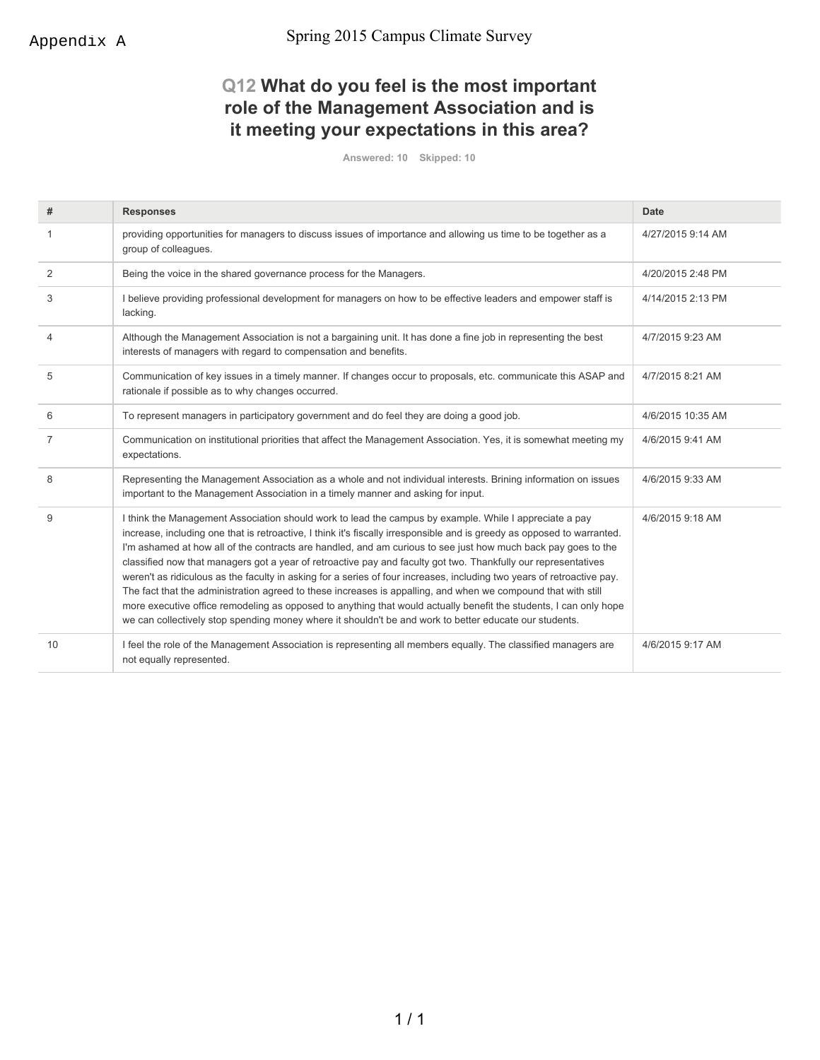Appendix A

Spring 2015 Campus Climate Survey

## Q12 What do you feel is the most important role of the Management Association and is it meeting your expectations in this area?

Answered: 10 Skipped: 10

| # | Responses | Date |
|---|---|---|
| 1 | providing opportunities for managers to discuss issues of importance and allowing us time to be together as a group of colleagues. | 4/27/2015 9:14 AM |
| 2 | Being the voice in the shared governance process for the Managers. | 4/20/2015 2:48 PM |
| 3 | I believe providing professional development for managers on how to be effective leaders and empower staff is lacking. | 4/14/2015 2:13 PM |
| 4 | Although the Management Association is not a bargaining unit. It has done a fine job in representing the best interests of managers with regard to compensation and benefits. | 4/7/2015 9:23 AM |
| 5 | Communication of key issues in a timely manner. If changes occur to proposals, etc. communicate this ASAP and rationale if possible as to why changes occurred. | 4/7/2015 8:21 AM |
| 6 | To represent managers in participatory government and do feel they are doing a good job. | 4/6/2015 10:35 AM |
| 7 | Communication on institutional priorities that affect the Management Association. Yes, it is somewhat meeting my expectations. | 4/6/2015 9:41 AM |
| 8 | Representing the Management Association as a whole and not individual interests. Brining information on issues important to the Management Association in a timely manner and asking for input. | 4/6/2015 9:33 AM |
| 9 | I think the Management Association should work to lead the campus by example. While I appreciate a pay increase, including one that is retroactive, I think it's fiscally irresponsible and is greedy as opposed to warranted. I'm ashamed at how all of the contracts are handled, and am curious to see just how much back pay goes to the classified now that managers got a year of retroactive pay and faculty got two. Thankfully our representatives weren't as ridiculous as the faculty in asking for a series of four increases, including two years of retroactive pay. The fact that the administration agreed to these increases is appalling, and when we compound that with still more executive office remodeling as opposed to anything that would actually benefit the students, I can only hope we can collectively stop spending money where it shouldn't be and work to better educate our students. | 4/6/2015 9:18 AM |
| 10 | I feel the role of the Management Association is representing all members equally. The classified managers are not equally represented. | 4/6/2015 9:17 AM |